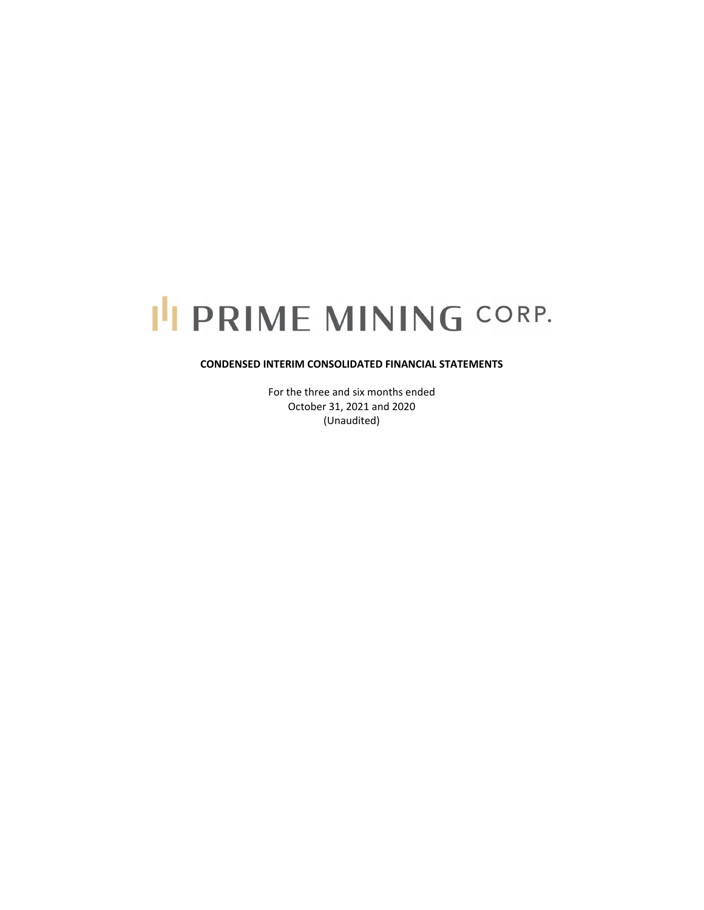# PRIME MINING CORP.

**CONDENSED INTERIM CONSOLIDATED FINANCIAL STATEMENTS**

For the three and six months ended
October 31, 2021 and 2020
(Unaudited)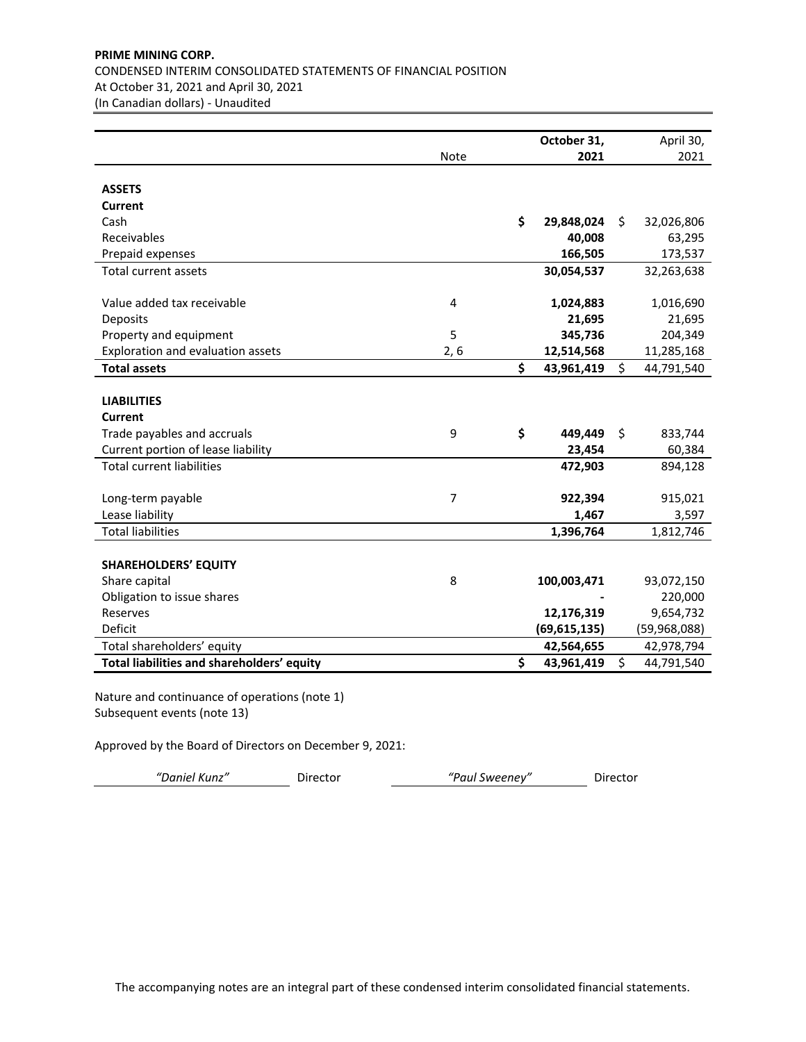**PRIME MINING CORP.**

CONDENSED INTERIM CONSOLIDATED STATEMENTS OF FINANCIAL POSITION

At October 31, 2021 and April 30, 2021

(In Canadian dollars) - Unaudited

| | Note | October 31, 2021 | April 30, 2021 |
|---|---|---|---|
| **ASSETS** | | | |
| **Current** | | | |
| Cash | | $ 29,848,024 | $ 32,026,806 |
| Receivables | | 40,008 | 63,295 |
| Prepaid expenses | | 166,505 | 173,537 |
| Total current assets | | 30,054,537 | 32,263,638 |
| | | | |
| Value added tax receivable | 4 | 1,024,883 | 1,016,690 |
| Deposits | | 21,695 | 21,695 |
| Property and equipment | 5 | 345,736 | 204,349 |
| Exploration and evaluation assets | 2, 6 | 12,514,568 | 11,285,168 |
| **Total assets** | | $ 43,961,419 | $ 44,791,540 |
| | | | |
| **LIABILITIES** | | | |
| **Current** | | | |
| Trade payables and accruals | 9 | $ 449,449 | $ 833,744 |
| Current portion of lease liability | | 23,454 | 60,384 |
| Total current liabilities | | 472,903 | 894,128 |
| | | | |
| Long-term payable | 7 | 922,394 | 915,021 |
| Lease liability | | 1,467 | 3,597 |
| Total liabilities | | 1,396,764 | 1,812,746 |
| | | | |
| **SHAREHOLDERS' EQUITY** | | | |
| Share capital | 8 | 100,003,471 | 93,072,150 |
| Obligation to issue shares | | - | 220,000 |
| Reserves | | 12,176,319 | 9,654,732 |
| Deficit | | (69,615,135) | (59,968,088) |
| Total shareholders' equity | | 42,564,655 | 42,978,794 |
| **Total liabilities and shareholders' equity** | | $ 43,961,419 | $ 44,791,540 |

Nature and continuance of operations (note 1)
Subsequent events (note 13)

Approved by the Board of Directors on December 9, 2021:

*"Daniel Kunz"* Director *"Paul Sweeney"* Director

The accompanying notes are an integral part of these condensed interim consolidated financial statements.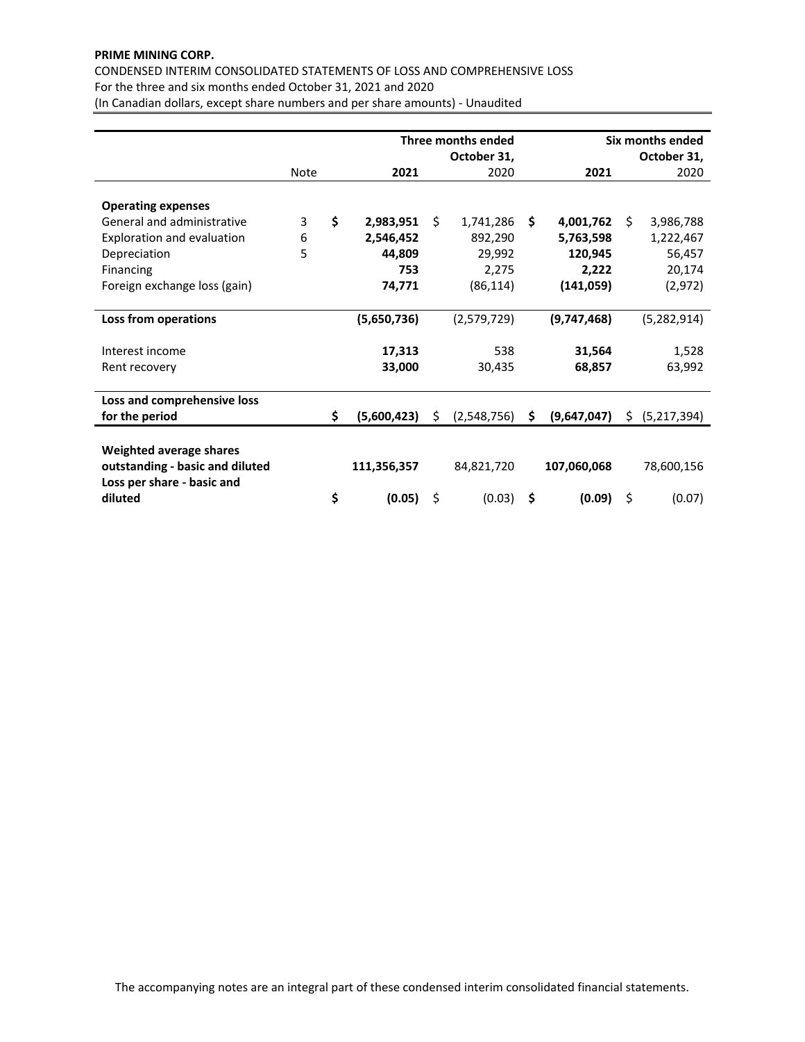**PRIME MINING CORP.**

CONDENSED INTERIM CONSOLIDATED STATEMENTS OF LOSS AND COMPREHENSIVE LOSS
For the three and six months ended October 31, 2021 and 2020
(In Canadian dollars, except share numbers and per share amounts) - Unaudited

| | Note | Three months ended October 31, 2021 | Three months ended October 31, 2020 | Six months ended October 31, 2021 | Six months ended October 31, 2020 |
|---|---|---|---|---|---|
| **Operating expenses** | | | | | |
| General and administrative | 3 | **$ 2,983,951** | $ 1,741,286 | **$ 4,001,762** | $ 3,986,788 |
| Exploration and evaluation | 6 | **2,546,452** | 892,290 | **5,763,598** | 1,222,467 |
| Depreciation | 5 | **44,809** | 29,992 | **120,945** | 56,457 |
| Financing | | **753** | 2,275 | **2,222** | 20,174 |
| Foreign exchange loss (gain) | | **74,771** | (86,114) | **(141,059)** | (2,972) |
| **Loss from operations** | | **(5,650,736)** | (2,579,729) | **(9,747,468)** | (5,282,914) |
| Interest income | | **17,313** | 538 | **31,564** | 1,528 |
| Rent recovery | | **33,000** | 30,435 | **68,857** | 63,992 |
| **Loss and comprehensive loss for the period** | | **$ (5,600,423)** | $ (2,548,756) | **$ (9,647,047)** | $ (5,217,394) |
| **Weighted average shares outstanding - basic and diluted** | | **111,356,357** | 84,821,720 | **107,060,068** | 78,600,156 |
| **Loss per share - basic and diluted** | | **$ (0.05)** | $ (0.03) | **$ (0.09)** | $ (0.07) |

The accompanying notes are an integral part of these condensed interim consolidated financial statements.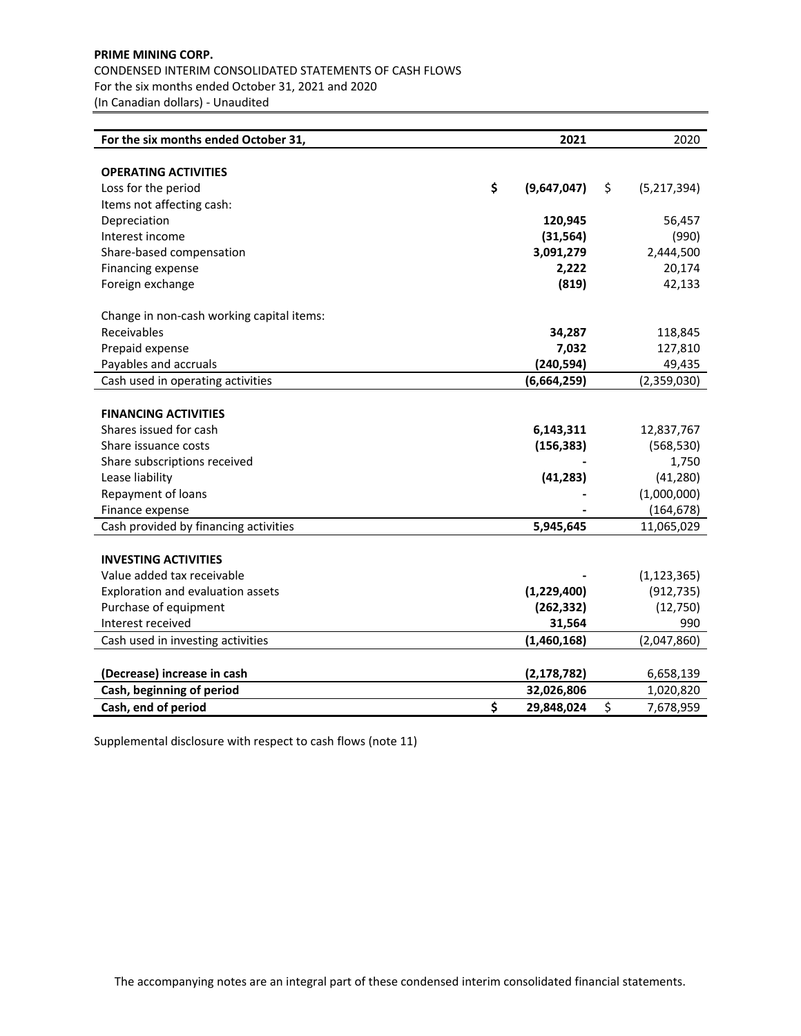**PRIME MINING CORP.**

CONDENSED INTERIM CONSOLIDATED STATEMENTS OF CASH FLOWS
For the six months ended October 31, 2021 and 2020
(In Canadian dollars) - Unaudited

| For the six months ended October 31, | 2021 | 2020 |
|---|---|---|
| **OPERATING ACTIVITIES** | | |
| Loss for the period | $ (9,647,047) | $ (5,217,394) |
| Items not affecting cash: | | |
| Depreciation | 120,945 | 56,457 |
| Interest income | (31,564) | (990) |
| Share-based compensation | 3,091,279 | 2,444,500 |
| Financing expense | 2,222 | 20,174 |
| Foreign exchange | (819) | 42,133 |
| Change in non-cash working capital items: | | |
| Receivables | 34,287 | 118,845 |
| Prepaid expense | 7,032 | 127,810 |
| Payables and accruals | (240,594) | 49,435 |
| Cash used in operating activities | (6,664,259) | (2,359,030) |
| **FINANCING ACTIVITIES** | | |
| Shares issued for cash | 6,143,311 | 12,837,767 |
| Share issuance costs | (156,383) | (568,530) |
| Share subscriptions received | - | 1,750 |
| Lease liability | (41,283) | (41,280) |
| Repayment of loans | - | (1,000,000) |
| Finance expense | - | (164,678) |
| Cash provided by financing activities | 5,945,645 | 11,065,029 |
| **INVESTING ACTIVITIES** | | |
| Value added tax receivable | - | (1,123,365) |
| Exploration and evaluation assets | (1,229,400) | (912,735) |
| Purchase of equipment | (262,332) | (12,750) |
| Interest received | 31,564 | 990 |
| Cash used in investing activities | (1,460,168) | (2,047,860) |
| **(Decrease) increase in cash** | (2,178,782) | 6,658,139 |
| **Cash, beginning of period** | 32,026,806 | 1,020,820 |
| **Cash, end of period** | $ 29,848,024 | $ 7,678,959 |

Supplemental disclosure with respect to cash flows (note 11)

The accompanying notes are an integral part of these condensed interim consolidated financial statements.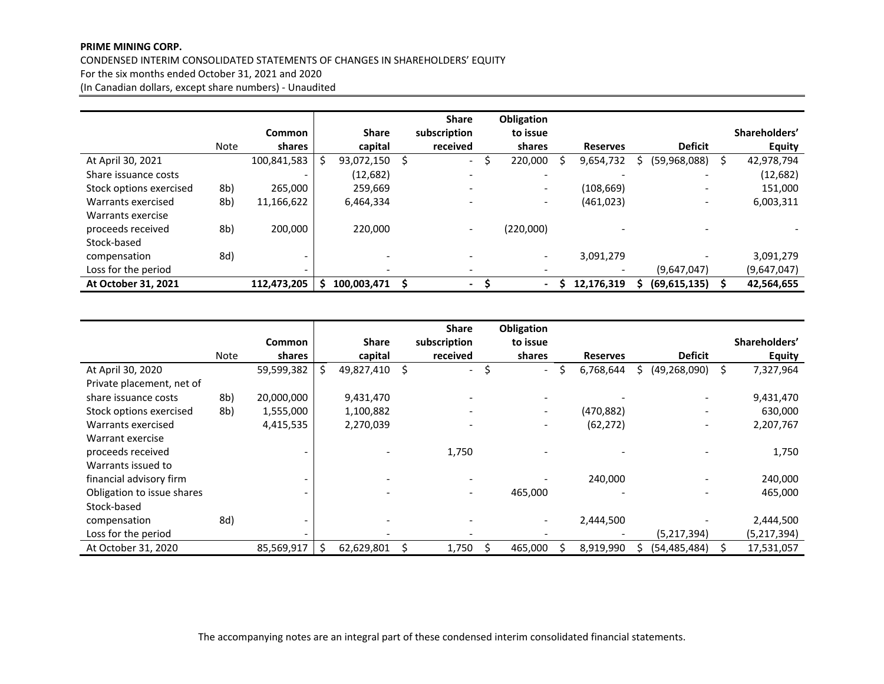**PRIME MINING CORP.**

CONDENSED INTERIM CONSOLIDATED STATEMENTS OF CHANGES IN SHAREHOLDERS' EQUITY
For the six months ended October 31, 2021 and 2020
(In Canadian dollars, except share numbers) - Unaudited

| | Note | Common shares | Share capital | Share subscription received | Obligation to issue shares | Reserves | Deficit | Shareholders' Equity |
|---|---|---|---|---|---|---|---|---|
| At April 30, 2021 | | 100,841,583 | $ 93,072,150 | $ - | $ 220,000 | $ 9,654,732 | $ (59,968,088) | $ 42,978,794 |
| Share issuance costs | | - | (12,682) | - | - | - | - | (12,682) |
| Stock options exercised | 8b) | 265,000 | 259,669 | - | - | (108,669) | - | 151,000 |
| Warrants exercised | 8b) | 11,166,622 | 6,464,334 | - | - | (461,023) | - | 6,003,311 |
| Warrants exercise proceeds received | 8b) | 200,000 | 220,000 | - | (220,000) | - | - | - |
| Stock-based compensation | 8d) | - | - | - | - | 3,091,279 | - | 3,091,279 |
| Loss for the period | | - | - | - | - | - | (9,647,047) | (9,647,047) |
| **At October 31, 2021** | | **112,473,205** | **$ 100,003,471** | **$ -** | **$ -** | **$ 12,176,319** | **$ (69,615,135)** | **$ 42,564,655** |

| | Note | Common shares | Share capital | Share subscription received | Obligation to issue shares | Reserves | Deficit | Shareholders' Equity |
|---|---|---|---|---|---|---|---|---|
| At April 30, 2020 | | 59,599,382 | $ 49,827,410 | $ - | $ - | $ 6,768,644 | $ (49,268,090) | $ 7,327,964 |
| Private placement, net of share issuance costs | 8b) | 20,000,000 | 9,431,470 | - | - | - | - | 9,431,470 |
| Stock options exercised | 8b) | 1,555,000 | 1,100,882 | - | - | (470,882) | - | 630,000 |
| Warrants exercised | | 4,415,535 | 2,270,039 | - | - | (62,272) | - | 2,207,767 |
| Warrant exercise proceeds received | | - | - | 1,750 | - | - | - | 1,750 |
| Warrants issued to financial advisory firm | | - | - | - | - | 240,000 | - | 240,000 |
| Obligation to issue shares | | - | - | - | 465,000 | - | - | 465,000 |
| Stock-based compensation | 8d) | - | - | - | - | 2,444,500 | - | 2,444,500 |
| Loss for the period | | - | - | - | - | - | (5,217,394) | (5,217,394) |
| At October 31, 2020 | | 85,569,917 | $ 62,629,801 | $ 1,750 | $ 465,000 | $ 8,919,990 | $ (54,485,484) | $ 17,531,057 |

The accompanying notes are an integral part of these condensed interim consolidated financial statements.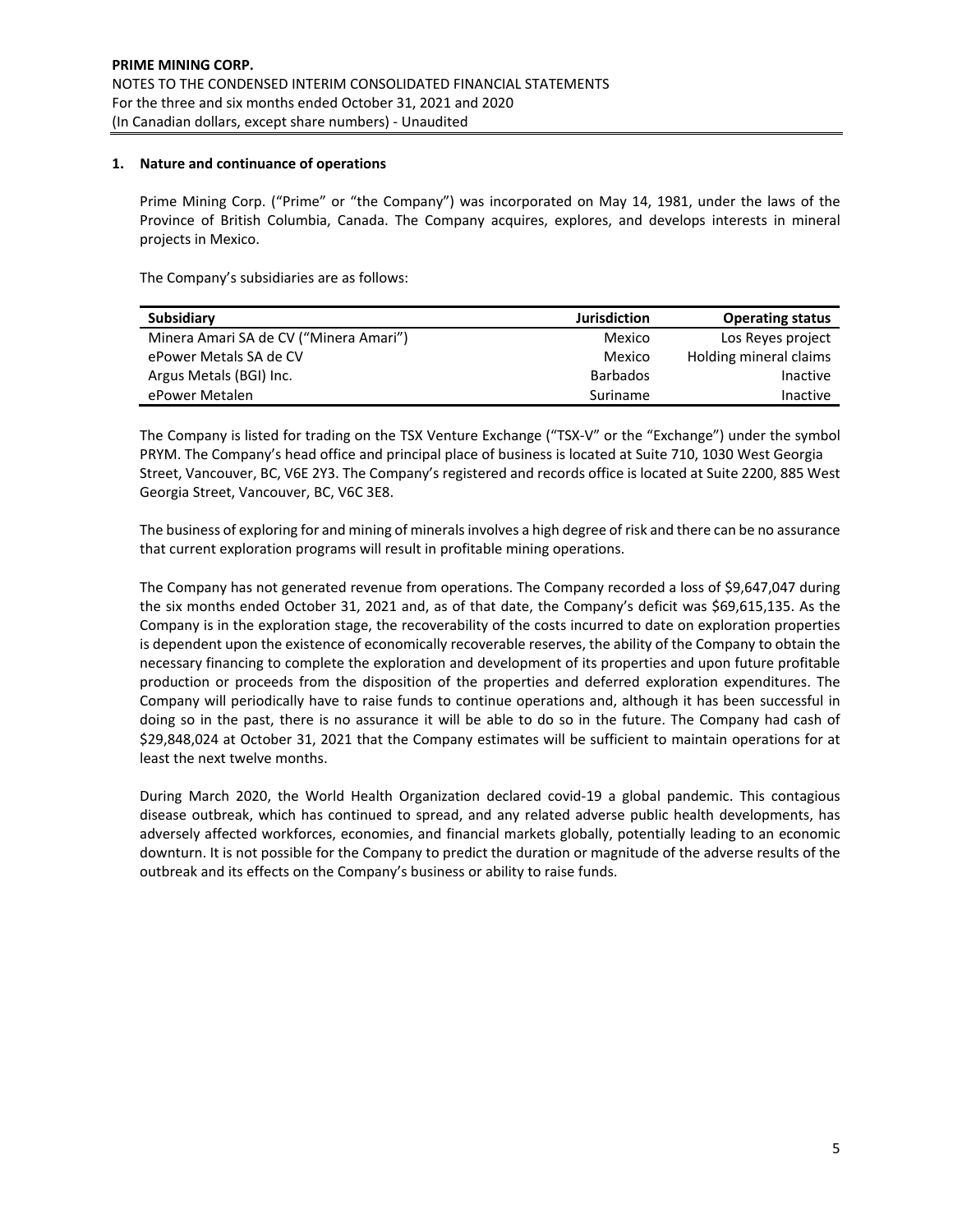## 1. Nature and continuance of operations

Prime Mining Corp. ("Prime" or "the Company") was incorporated on May 14, 1981, under the laws of the Province of British Columbia, Canada. The Company acquires, explores, and develops interests in mineral projects in Mexico.

The Company's subsidiaries are as follows:

| Subsidiary | Jurisdiction | Operating status |
|---|---:|---:|
| Minera Amari SA de CV ("Minera Amari") | Mexico | Los Reyes project |
| ePower Metals SA de CV | Mexico | Holding mineral claims |
| Argus Metals (BGI) Inc. | Barbados | Inactive |
| ePower Metalen | Suriname | Inactive |

The Company is listed for trading on the TSX Venture Exchange ("TSX-V" or the "Exchange") under the symbol PRYM. The Company's head office and principal place of business is located at Suite 710, 1030 West Georgia Street, Vancouver, BC, V6E 2Y3. The Company's registered and records office is located at Suite 2200, 885 West Georgia Street, Vancouver, BC, V6C 3E8.

The business of exploring for and mining of minerals involves a high degree of risk and there can be no assurance that current exploration programs will result in profitable mining operations.

The Company has not generated revenue from operations. The Company recorded a loss of $9,647,047 during the six months ended October 31, 2021 and, as of that date, the Company's deficit was $69,615,135. As the Company is in the exploration stage, the recoverability of the costs incurred to date on exploration properties is dependent upon the existence of economically recoverable reserves, the ability of the Company to obtain the necessary financing to complete the exploration and development of its properties and upon future profitable production or proceeds from the disposition of the properties and deferred exploration expenditures. The Company will periodically have to raise funds to continue operations and, although it has been successful in doing so in the past, there is no assurance it will be able to do so in the future. The Company had cash of $29,848,024 at October 31, 2021 that the Company estimates will be sufficient to maintain operations for at least the next twelve months.

During March 2020, the World Health Organization declared covid-19 a global pandemic. This contagious disease outbreak, which has continued to spread, and any related adverse public health developments, has adversely affected workforces, economies, and financial markets globally, potentially leading to an economic downturn. It is not possible for the Company to predict the duration or magnitude of the adverse results of the outbreak and its effects on the Company's business or ability to raise funds.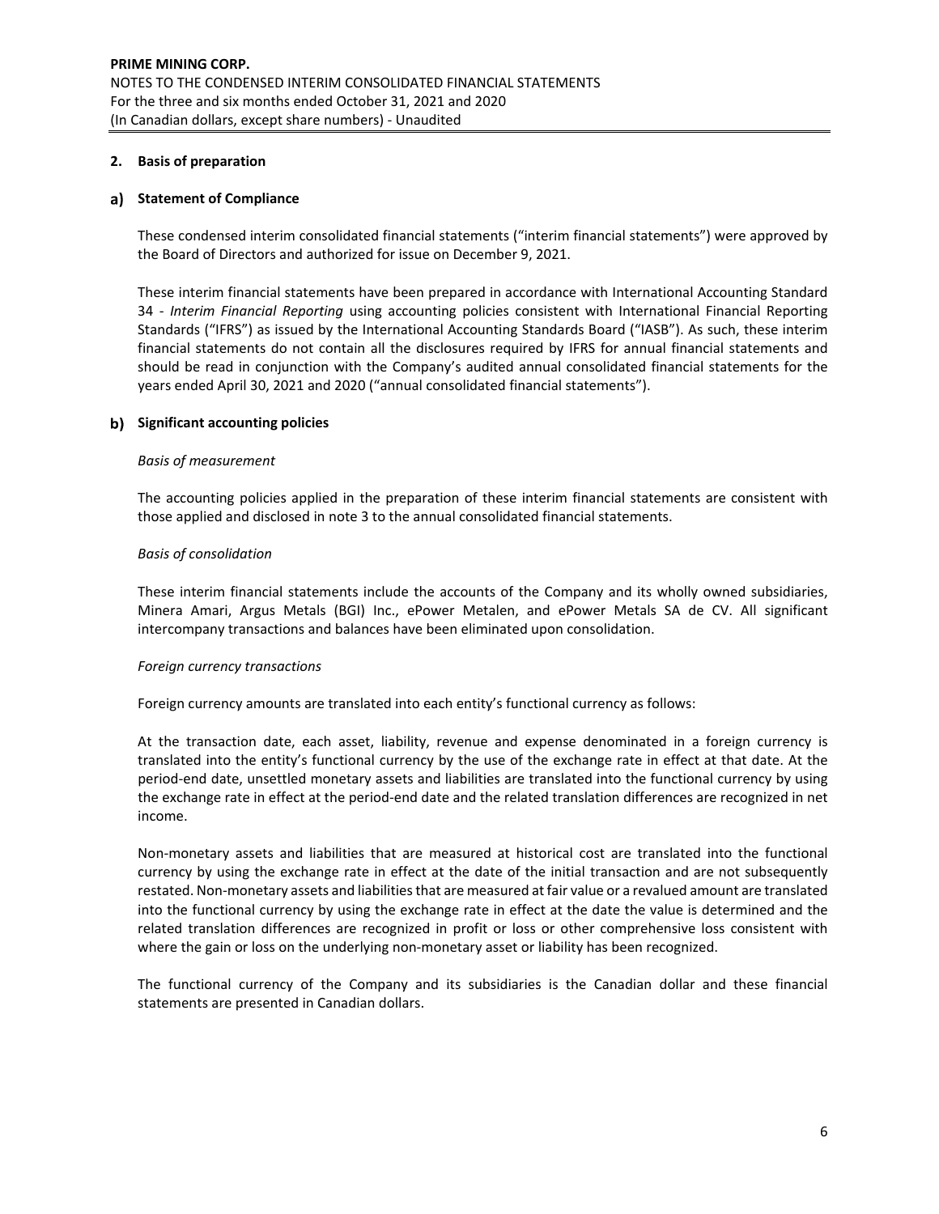## 2. Basis of preparation

### a) Statement of Compliance

These condensed interim consolidated financial statements ("interim financial statements") were approved by the Board of Directors and authorized for issue on December 9, 2021.

These interim financial statements have been prepared in accordance with International Accounting Standard 34 - *Interim Financial Reporting* using accounting policies consistent with International Financial Reporting Standards ("IFRS") as issued by the International Accounting Standards Board ("IASB"). As such, these interim financial statements do not contain all the disclosures required by IFRS for annual financial statements and should be read in conjunction with the Company's audited annual consolidated financial statements for the years ended April 30, 2021 and 2020 ("annual consolidated financial statements").

### b) Significant accounting policies

*Basis of measurement*

The accounting policies applied in the preparation of these interim financial statements are consistent with those applied and disclosed in note 3 to the annual consolidated financial statements.

*Basis of consolidation*

These interim financial statements include the accounts of the Company and its wholly owned subsidiaries, Minera Amari, Argus Metals (BGI) Inc., ePower Metalen, and ePower Metals SA de CV. All significant intercompany transactions and balances have been eliminated upon consolidation.

*Foreign currency transactions*

Foreign currency amounts are translated into each entity's functional currency as follows:

At the transaction date, each asset, liability, revenue and expense denominated in a foreign currency is translated into the entity's functional currency by the use of the exchange rate in effect at that date. At the period-end date, unsettled monetary assets and liabilities are translated into the functional currency by using the exchange rate in effect at the period-end date and the related translation differences are recognized in net income.

Non-monetary assets and liabilities that are measured at historical cost are translated into the functional currency by using the exchange rate in effect at the date of the initial transaction and are not subsequently restated. Non-monetary assets and liabilities that are measured at fair value or a revalued amount are translated into the functional currency by using the exchange rate in effect at the date the value is determined and the related translation differences are recognized in profit or loss or other comprehensive loss consistent with where the gain or loss on the underlying non-monetary asset or liability has been recognized.

The functional currency of the Company and its subsidiaries is the Canadian dollar and these financial statements are presented in Canadian dollars.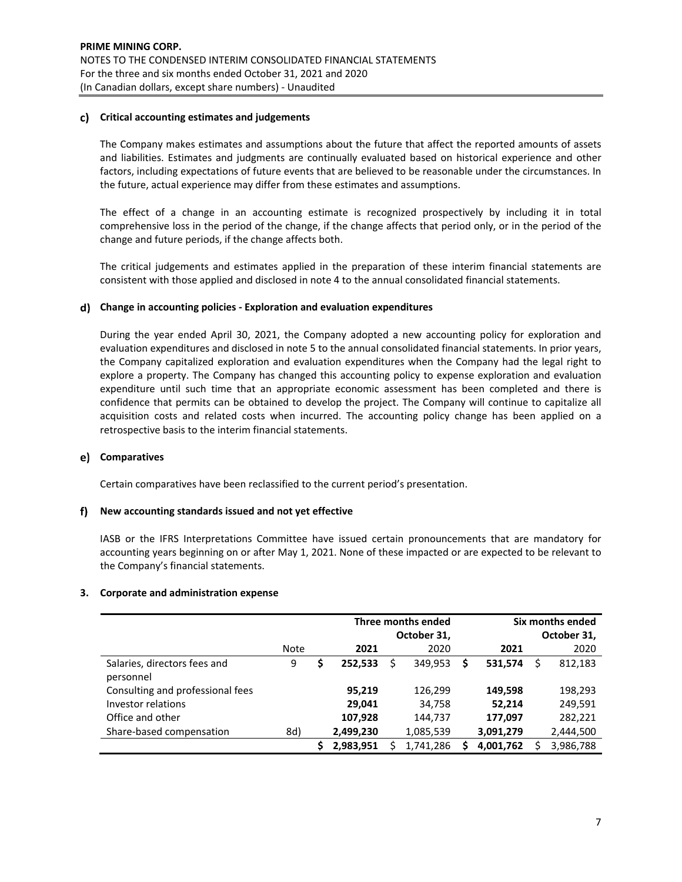#### c) Critical accounting estimates and judgements

The Company makes estimates and assumptions about the future that affect the reported amounts of assets and liabilities. Estimates and judgments are continually evaluated based on historical experience and other factors, including expectations of future events that are believed to be reasonable under the circumstances. In the future, actual experience may differ from these estimates and assumptions.

The effect of a change in an accounting estimate is recognized prospectively by including it in total comprehensive loss in the period of the change, if the change affects that period only, or in the period of the change and future periods, if the change affects both.

The critical judgements and estimates applied in the preparation of these interim financial statements are consistent with those applied and disclosed in note 4 to the annual consolidated financial statements.

#### d) Change in accounting policies - Exploration and evaluation expenditures

During the year ended April 30, 2021, the Company adopted a new accounting policy for exploration and evaluation expenditures and disclosed in note 5 to the annual consolidated financial statements. In prior years, the Company capitalized exploration and evaluation expenditures when the Company had the legal right to explore a property. The Company has changed this accounting policy to expense exploration and evaluation expenditure until such time that an appropriate economic assessment has been completed and there is confidence that permits can be obtained to develop the project. The Company will continue to capitalize all acquisition costs and related costs when incurred. The accounting policy change has been applied on a retrospective basis to the interim financial statements.

#### e) Comparatives

Certain comparatives have been reclassified to the current period's presentation.

#### f) New accounting standards issued and not yet effective

IASB or the IFRS Interpretations Committee have issued certain pronouncements that are mandatory for accounting years beginning on or after May 1, 2021. None of these impacted or are expected to be relevant to the Company's financial statements.

### 3. Corporate and administration expense

| | Note | Three months ended October 31, 2021 | Three months ended October 31, 2020 | Six months ended October 31, 2021 | Six months ended October 31, 2020 |
|---|---|---|---|---|---|
| Salaries, directors fees and personnel | 9 | **$ 252,533** | $ 349,953 | **$ 531,574** | $ 812,183 |
| Consulting and professional fees | | **95,219** | 126,299 | **149,598** | 198,293 |
| Investor relations | | **29,041** | 34,758 | **52,214** | 249,591 |
| Office and other | | **107,928** | 144,737 | **177,097** | 282,221 |
| Share-based compensation | 8d) | **2,499,230** | 1,085,539 | **3,091,279** | 2,444,500 |
| | | **$ 2,983,951** | $ 1,741,286 | **$ 4,001,762** | $ 3,986,788 |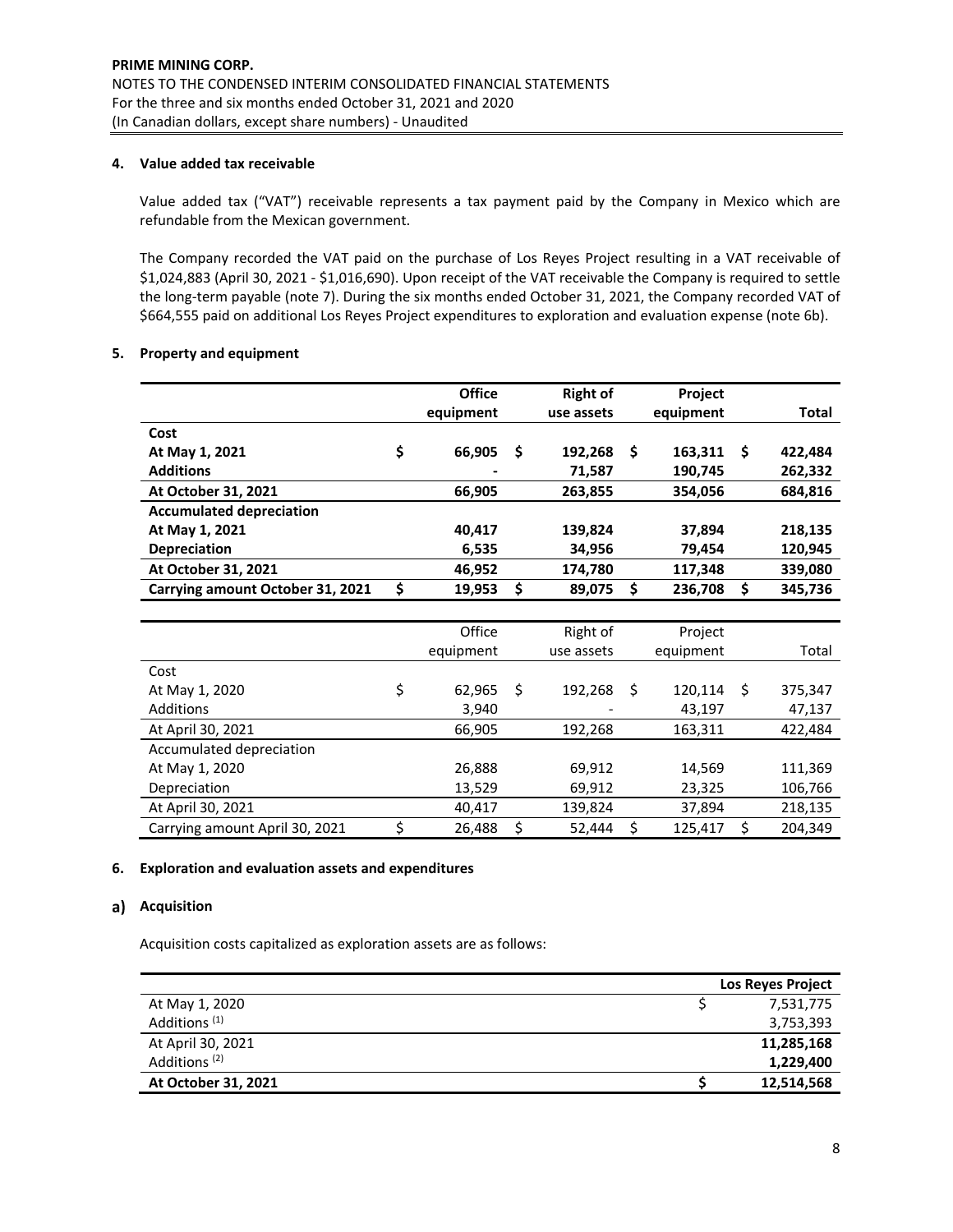## 4. Value added tax receivable

Value added tax ("VAT") receivable represents a tax payment paid by the Company in Mexico which are refundable from the Mexican government.

The Company recorded the VAT paid on the purchase of Los Reyes Project resulting in a VAT receivable of $1,024,883 (April 30, 2021 - $1,016,690). Upon receipt of the VAT receivable the Company is required to settle the long-term payable (note 7). During the six months ended October 31, 2021, the Company recorded VAT of $664,555 paid on additional Los Reyes Project expenditures to exploration and evaluation expense (note 6b).

## 5. Property and equipment

| | Office equipment | Right of use assets | Project equipment | Total |
|---|---|---|---|---|
| **Cost** | | | | |
| **At May 1, 2021** | **$ 66,905** | **$ 192,268** | **$ 163,311** | **$ 422,484** |
| **Additions** | **-** | **71,587** | **190,745** | **262,332** |
| **At October 31, 2021** | **66,905** | **263,855** | **354,056** | **684,816** |
| **Accumulated depreciation** | | | | |
| **At May 1, 2021** | **40,417** | **139,824** | **37,894** | **218,135** |
| **Depreciation** | **6,535** | **34,956** | **79,454** | **120,945** |
| **At October 31, 2021** | **46,952** | **174,780** | **117,348** | **339,080** |
| **Carrying amount October 31, 2021** | **$ 19,953** | **$ 89,075** | **$ 236,708** | **$ 345,736** |

| | Office equipment | Right of use assets | Project equipment | Total |
|---|---|---|---|---|
| Cost | | | | |
| At May 1, 2020 | $ 62,965 | $ 192,268 | $ 120,114 | $ 375,347 |
| Additions | 3,940 | - | 43,197 | 47,137 |
| At April 30, 2021 | 66,905 | 192,268 | 163,311 | 422,484 |
| Accumulated depreciation | | | | |
| At May 1, 2020 | 26,888 | 69,912 | 14,569 | 111,369 |
| Depreciation | 13,529 | 69,912 | 23,325 | 106,766 |
| At April 30, 2021 | 40,417 | 139,824 | 37,894 | 218,135 |
| Carrying amount April 30, 2021 | $ 26,488 | $ 52,444 | $ 125,417 | $ 204,349 |

## 6. Exploration and evaluation assets and expenditures

### a) Acquisition

Acquisition costs capitalized as exploration assets are as follows:

| | **Los Reyes Project** |
|---|---|
| At May 1, 2020 | $ 7,531,775 |
| Additions [(1)] | 3,753,393 |
| At April 30, 2021 | **11,285,168** |
| Additions [(2)] | **1,229,400** |
| **At October 31, 2021** | **$ 12,514,568** |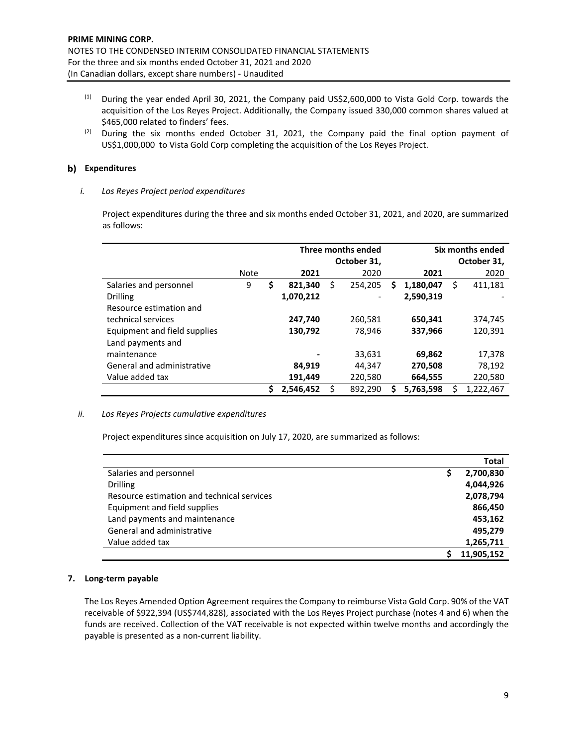(1) During the year ended April 30, 2021, the Company paid US$2,600,000 to Vista Gold Corp. towards the acquisition of the Los Reyes Project. Additionally, the Company issued 330,000 common shares valued at $465,000 related to finders' fees.

(2) During the six months ended October 31, 2021, the Company paid the final option payment of US$1,000,000 to Vista Gold Corp completing the acquisition of the Los Reyes Project.

### b) Expenditures

*i. Los Reyes Project period expenditures*

Project expenditures during the three and six months ended October 31, 2021, and 2020, are summarized as follows:

| | Note | Three months ended October 31, 2021 | Three months ended October 31, 2020 | Six months ended October 31, 2021 | Six months ended October 31, 2020 |
|---|---|---|---|---|---|
| Salaries and personnel | 9 | **$ 821,340** | $ 254,205 | **$ 1,180,047** | $ 411,181 |
| Drilling | | **1,070,212** | - | **2,590,319** | - |
| Resource estimation and technical services | | **247,740** | 260,581 | **650,341** | 374,745 |
| Equipment and field supplies | | **130,792** | 78,946 | **337,966** | 120,391 |
| Land payments and maintenance | | **-** | 33,631 | **69,862** | 17,378 |
| General and administrative | | **84,919** | 44,347 | **270,508** | 78,192 |
| Value added tax | | **191,449** | 220,580 | **664,555** | 220,580 |
| | | **$ 2,546,452** | $ 892,290 | **$ 5,763,598** | $ 1,222,467 |

*ii. Los Reyes Projects cumulative expenditures*

Project expenditures since acquisition on July 17, 2020, are summarized as follows:

| | **Total** |
|---|---|
| Salaries and personnel | **$ 2,700,830** |
| Drilling | **4,044,926** |
| Resource estimation and technical services | **2,078,794** |
| Equipment and field supplies | **866,450** |
| Land payments and maintenance | **453,162** |
| General and administrative | **495,279** |
| Value added tax | **1,265,711** |
| | **$ 11,905,152** |

## 7. Long-term payable

The Los Reyes Amended Option Agreement requires the Company to reimburse Vista Gold Corp. 90% of the VAT receivable of $922,394 (US$744,828), associated with the Los Reyes Project purchase (notes 4 and 6) when the funds are received. Collection of the VAT receivable is not expected within twelve months and accordingly the payable is presented as a non-current liability.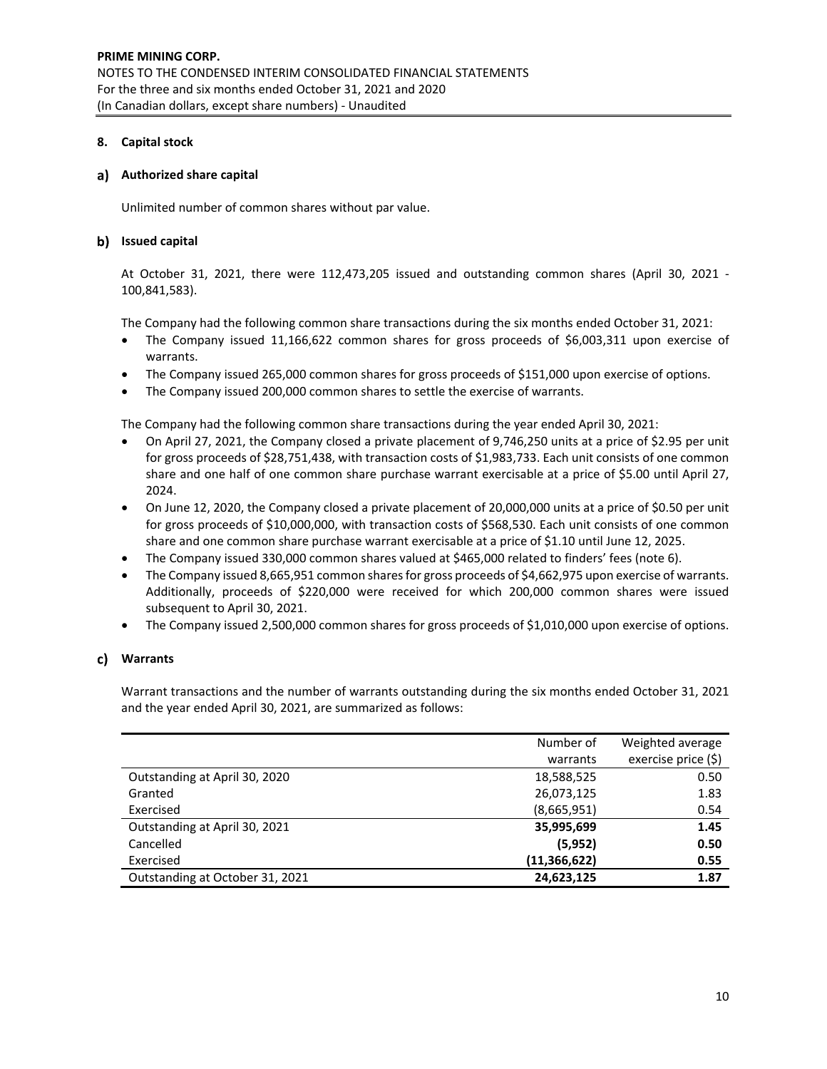PRIME MINING CORP.
NOTES TO THE CONDENSED INTERIM CONSOLIDATED FINANCIAL STATEMENTS
For the three and six months ended October 31, 2021 and 2020
(In Canadian dollars, except share numbers) - Unaudited

## 8. Capital stock

### a) Authorized share capital

Unlimited number of common shares without par value.

### b) Issued capital

At October 31, 2021, there were 112,473,205 issued and outstanding common shares (April 30, 2021 - 100,841,583).

The Company had the following common share transactions during the six months ended October 31, 2021:

- The Company issued 11,166,622 common shares for gross proceeds of $6,003,311 upon exercise of warrants.
- The Company issued 265,000 common shares for gross proceeds of $151,000 upon exercise of options.
- The Company issued 200,000 common shares to settle the exercise of warrants.

The Company had the following common share transactions during the year ended April 30, 2021:

- On April 27, 2021, the Company closed a private placement of 9,746,250 units at a price of $2.95 per unit for gross proceeds of $28,751,438, with transaction costs of $1,983,733. Each unit consists of one common share and one half of one common share purchase warrant exercisable at a price of $5.00 until April 27, 2024.
- On June 12, 2020, the Company closed a private placement of 20,000,000 units at a price of $0.50 per unit for gross proceeds of $10,000,000, with transaction costs of $568,530. Each unit consists of one common share and one common share purchase warrant exercisable at a price of $1.10 until June 12, 2025.
- The Company issued 330,000 common shares valued at $465,000 related to finders' fees (note 6).
- The Company issued 8,665,951 common shares for gross proceeds of $4,662,975 upon exercise of warrants. Additionally, proceeds of $220,000 were received for which 200,000 common shares were issued subsequent to April 30, 2021.
- The Company issued 2,500,000 common shares for gross proceeds of $1,010,000 upon exercise of options.

### c) Warrants

Warrant transactions and the number of warrants outstanding during the six months ended October 31, 2021 and the year ended April 30, 2021, are summarized as follows:

| | Number of warrants | Weighted average exercise price ($) |
|---|---|---|
| Outstanding at April 30, 2020 | 18,588,525 | 0.50 |
| Granted | 26,073,125 | 1.83 |
| Exercised | (8,665,951) | 0.54 |
| Outstanding at April 30, 2021 | **35,995,699** | **1.45** |
| Cancelled | **(5,952)** | **0.50** |
| Exercised | **(11,366,622)** | **0.55** |
| Outstanding at October 31, 2021 | **24,623,125** | **1.87** |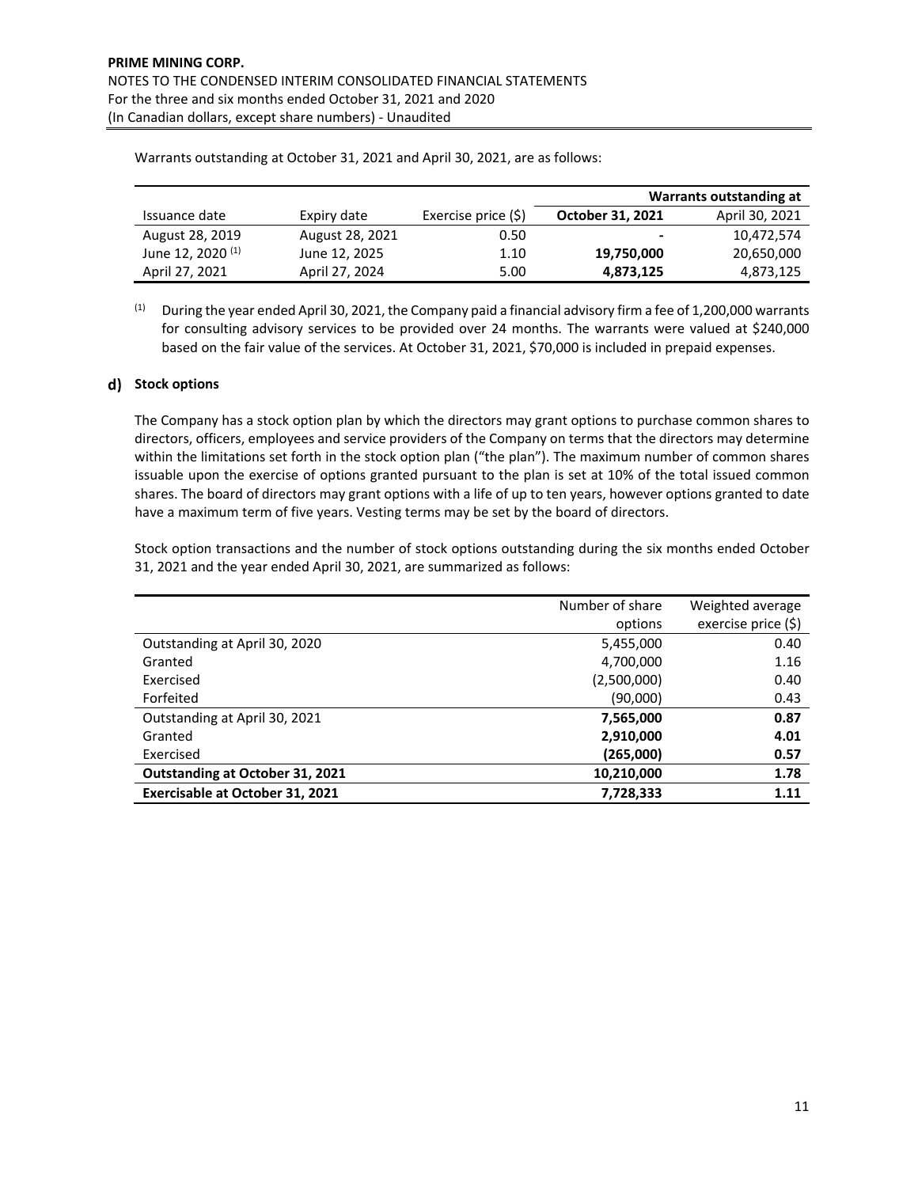Warrants outstanding at October 31, 2021 and April 30, 2021, are as follows:

| | | | Warrants outstanding at | |
|---|---|---|---|---|
| Issuance date | Expiry date | Exercise price ($) | **October 31, 2021** | April 30, 2021 |
| August 28, 2019 | August 28, 2021 | 0.50 | - | 10,472,574 |
| June 12, 2020 [(1)] | June 12, 2025 | 1.10 | **19,750,000** | 20,650,000 |
| April 27, 2021 | April 27, 2024 | 5.00 | **4,873,125** | 4,873,125 |

[(1)] During the year ended April 30, 2021, the Company paid a financial advisory firm a fee of 1,200,000 warrants for consulting advisory services to be provided over 24 months. The warrants were valued at $240,000 based on the fair value of the services. At October 31, 2021, $70,000 is included in prepaid expenses.

**d) Stock options**

The Company has a stock option plan by which the directors may grant options to purchase common shares to directors, officers, employees and service providers of the Company on terms that the directors may determine within the limitations set forth in the stock option plan ("the plan"). The maximum number of common shares issuable upon the exercise of options granted pursuant to the plan is set at 10% of the total issued common shares. The board of directors may grant options with a life of up to ten years, however options granted to date have a maximum term of five years. Vesting terms may be set by the board of directors.

Stock option transactions and the number of stock options outstanding during the six months ended October 31, 2021 and the year ended April 30, 2021, are summarized as follows:

| | Number of share options | Weighted average exercise price ($) |
|---|---|---|
| Outstanding at April 30, 2020 | 5,455,000 | 0.40 |
| Granted | 4,700,000 | 1.16 |
| Exercised | (2,500,000) | 0.40 |
| Forfeited | (90,000) | 0.43 |
| Outstanding at April 30, 2021 | **7,565,000** | **0.87** |
| Granted | **2,910,000** | **4.01** |
| Exercised | **(265,000)** | **0.57** |
| **Outstanding at October 31, 2021** | **10,210,000** | **1.78** |
| **Exercisable at October 31, 2021** | **7,728,333** | **1.11** |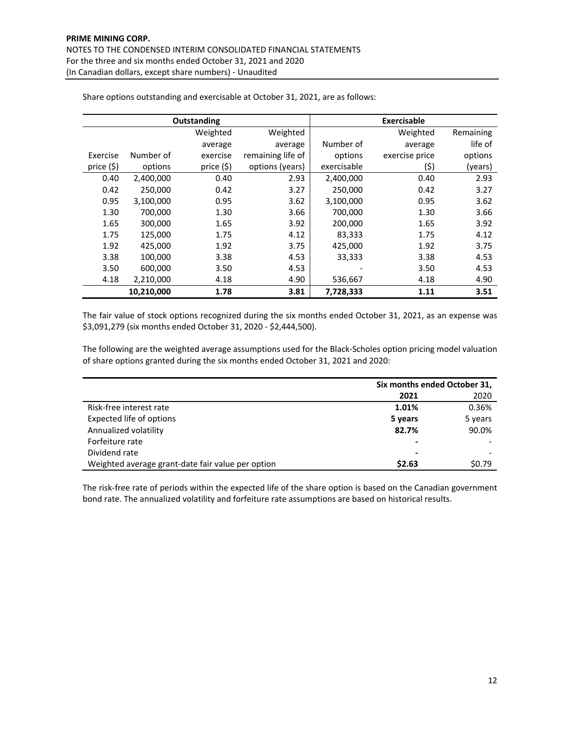Share options outstanding and exercisable at October 31, 2021, are as follows:

| Outstanding | | | | Exercisable | | |
|---|---|---|---|---|---|---|
| Exercise price ($) | Number of options | Weighted average exercise price ($) | Weighted average remaining life of options (years) | Number of options exercisable | Weighted average exercise price ($) | Remaining life of options (years) |
| 0.40 | 2,400,000 | 0.40 | 2.93 | 2,400,000 | 0.40 | 2.93 |
| 0.42 | 250,000 | 0.42 | 3.27 | 250,000 | 0.42 | 3.27 |
| 0.95 | 3,100,000 | 0.95 | 3.62 | 3,100,000 | 0.95 | 3.62 |
| 1.30 | 700,000 | 1.30 | 3.66 | 700,000 | 1.30 | 3.66 |
| 1.65 | 300,000 | 1.65 | 3.92 | 200,000 | 1.65 | 3.92 |
| 1.75 | 125,000 | 1.75 | 4.12 | 83,333 | 1.75 | 4.12 |
| 1.92 | 425,000 | 1.92 | 3.75 | 425,000 | 1.92 | 3.75 |
| 3.38 | 100,000 | 3.38 | 4.53 | 33,333 | 3.38 | 4.53 |
| 3.50 | 600,000 | 3.50 | 4.53 | - | 3.50 | 4.53 |
| 4.18 | 2,210,000 | 4.18 | 4.90 | 536,667 | 4.18 | 4.90 |
| | **10,210,000** | **1.78** | **3.81** | **7,728,333** | **1.11** | **3.51** |

The fair value of stock options recognized during the six months ended October 31, 2021, as an expense was $3,091,279 (six months ended October 31, 2020 - $2,444,500).

The following are the weighted average assumptions used for the Black-Scholes option pricing model valuation of share options granted during the six months ended October 31, 2021 and 2020:

| | Six months ended October 31, | |
|---|---|---|
| | **2021** | 2020 |
| Risk-free interest rate | **1.01%** | 0.36% |
| Expected life of options | **5 years** | 5 years |
| Annualized volatility | **82.7%** | 90.0% |
| Forfeiture rate | **-** | - |
| Dividend rate | **-** | - |
| Weighted average grant-date fair value per option | **$2.63** | $0.79 |

The risk-free rate of periods within the expected life of the share option is based on the Canadian government bond rate. The annualized volatility and forfeiture rate assumptions are based on historical results.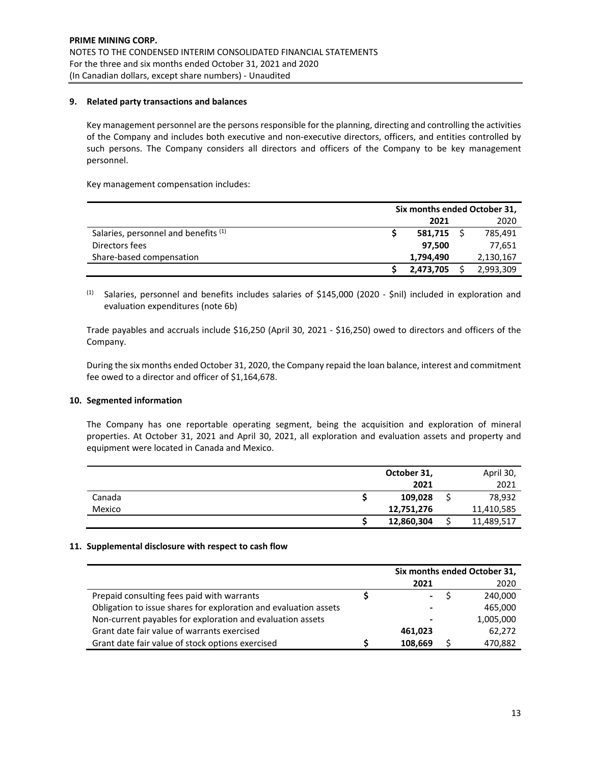## 9. Related party transactions and balances

Key management personnel are the persons responsible for the planning, directing and controlling the activities of the Company and includes both executive and non-executive directors, officers, and entities controlled by such persons. The Company considers all directors and officers of the Company to be key management personnel.

Key management compensation includes:

| | Six months ended October 31, | |
|---|---|---|
| | **2021** | 2020 |
| Salaries, personnel and benefits [(1)] | **$ 581,715** | $ 785,491 |
| Directors fees | **97,500** | 77,651 |
| Share-based compensation | **1,794,490** | 2,130,167 |
| | **$ 2,473,705** | $ 2,993,309 |

[(1)] Salaries, personnel and benefits includes salaries of $145,000 (2020 - $nil) included in exploration and evaluation expenditures (note 6b)

Trade payables and accruals include $16,250 (April 30, 2021 - $16,250) owed to directors and officers of the Company.

During the six months ended October 31, 2020, the Company repaid the loan balance, interest and commitment fee owed to a director and officer of $1,164,678.

## 10. Segmented information

The Company has one reportable operating segment, being the acquisition and exploration of mineral properties. At October 31, 2021 and April 30, 2021, all exploration and evaluation assets and property and equipment were located in Canada and Mexico.

| | **October 31, 2021** | April 30, 2021 |
|---|---|---|
| Canada | **$ 109,028** | $ 78,932 |
| Mexico | **12,751,276** | 11,410,585 |
| | **$ 12,860,304** | $ 11,489,517 |

## 11. Supplemental disclosure with respect to cash flow

| | Six months ended October 31, | |
|---|---|---|
| | **2021** | 2020 |
| Prepaid consulting fees paid with warrants | **$ -** | $ 240,000 |
| Obligation to issue shares for exploration and evaluation assets | **-** | 465,000 |
| Non-current payables for exploration and evaluation assets | **-** | 1,005,000 |
| Grant date fair value of warrants exercised | **461,023** | 62,272 |
| Grant date fair value of stock options exercised | **$ 108,669** | $ 470,882 |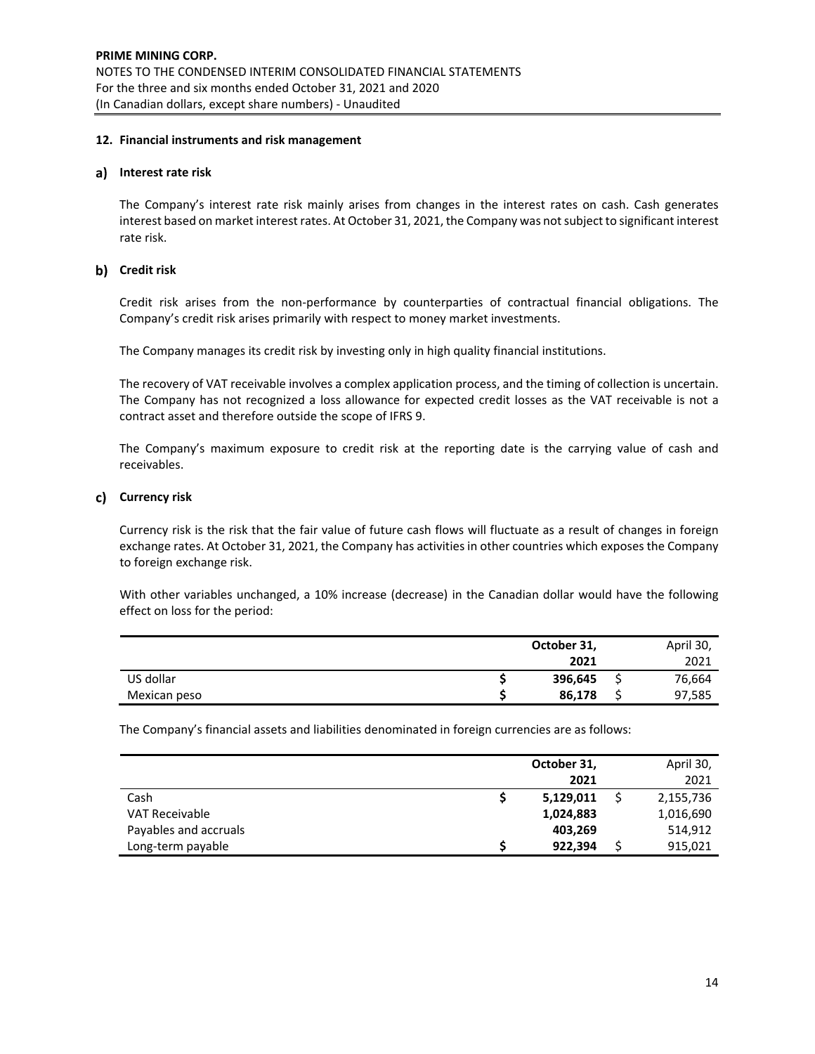## 12. Financial instruments and risk management

### a) Interest rate risk

The Company's interest rate risk mainly arises from changes in the interest rates on cash. Cash generates interest based on market interest rates. At October 31, 2021, the Company was not subject to significant interest rate risk.

### b) Credit risk

Credit risk arises from the non-performance by counterparties of contractual financial obligations. The Company's credit risk arises primarily with respect to money market investments.

The Company manages its credit risk by investing only in high quality financial institutions.

The recovery of VAT receivable involves a complex application process, and the timing of collection is uncertain. The Company has not recognized a loss allowance for expected credit losses as the VAT receivable is not a contract asset and therefore outside the scope of IFRS 9.

The Company's maximum exposure to credit risk at the reporting date is the carrying value of cash and receivables.

### c) Currency risk

Currency risk is the risk that the fair value of future cash flows will fluctuate as a result of changes in foreign exchange rates. At October 31, 2021, the Company has activities in other countries which exposes the Company to foreign exchange risk.

With other variables unchanged, a 10% increase (decrease) in the Canadian dollar would have the following effect on loss for the period:

| | **October 31, 2021** | April 30, 2021 |
|---|---|---|
| US dollar | **$ 396,645** | $ 76,664 |
| Mexican peso | **$ 86,178** | $ 97,585 |

The Company's financial assets and liabilities denominated in foreign currencies are as follows:

| | **October 31, 2021** | April 30, 2021 |
|---|---|---|
| Cash | **$ 5,129,011** | $ 2,155,736 |
| VAT Receivable | **1,024,883** | 1,016,690 |
| Payables and accruals | **403,269** | 514,912 |
| Long-term payable | **$ 922,394** | $ 915,021 |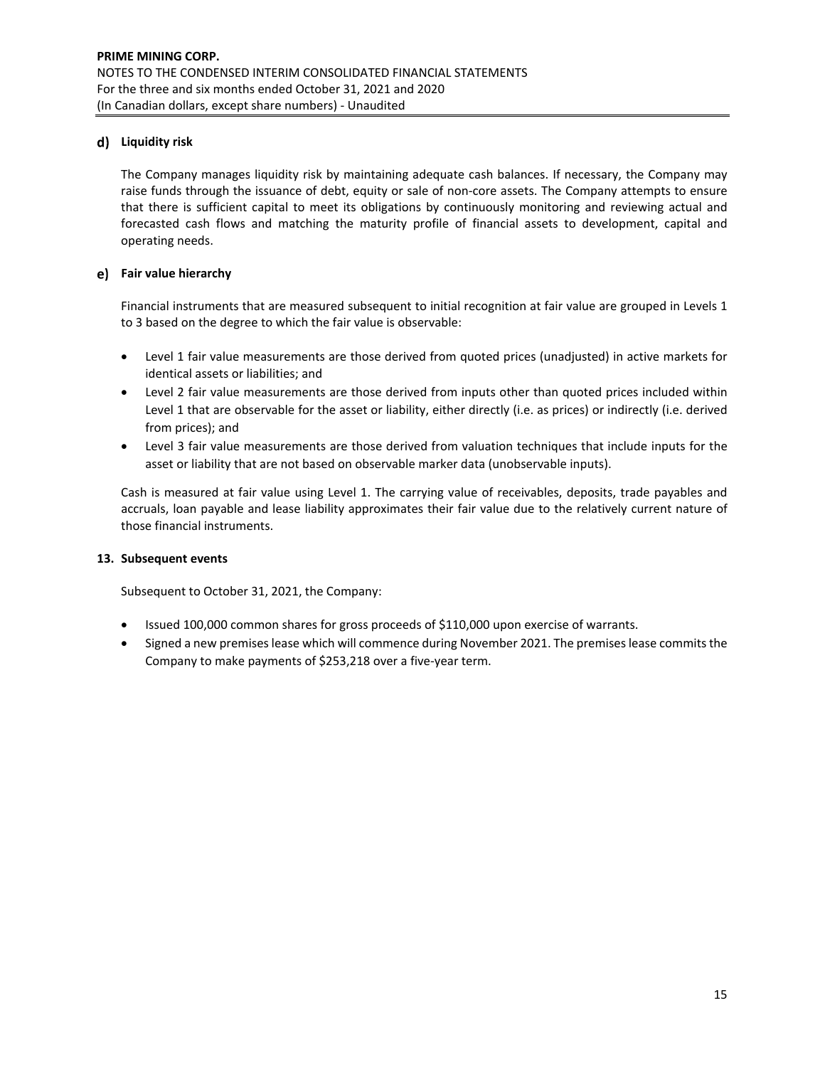**d) Liquidity risk**

The Company manages liquidity risk by maintaining adequate cash balances. If necessary, the Company may raise funds through the issuance of debt, equity or sale of non-core assets. The Company attempts to ensure that there is sufficient capital to meet its obligations by continuously monitoring and reviewing actual and forecasted cash flows and matching the maturity profile of financial assets to development, capital and operating needs.

**e) Fair value hierarchy**

Financial instruments that are measured subsequent to initial recognition at fair value are grouped in Levels 1 to 3 based on the degree to which the fair value is observable:

- Level 1 fair value measurements are those derived from quoted prices (unadjusted) in active markets for identical assets or liabilities; and
- Level 2 fair value measurements are those derived from inputs other than quoted prices included within Level 1 that are observable for the asset or liability, either directly (i.e. as prices) or indirectly (i.e. derived from prices); and
- Level 3 fair value measurements are those derived from valuation techniques that include inputs for the asset or liability that are not based on observable marker data (unobservable inputs).

Cash is measured at fair value using Level 1. The carrying value of receivables, deposits, trade payables and accruals, loan payable and lease liability approximates their fair value due to the relatively current nature of those financial instruments.

## 13. Subsequent events

Subsequent to October 31, 2021, the Company:

- Issued 100,000 common shares for gross proceeds of $110,000 upon exercise of warrants.
- Signed a new premises lease which will commence during November 2021. The premises lease commits the Company to make payments of $253,218 over a five-year term.